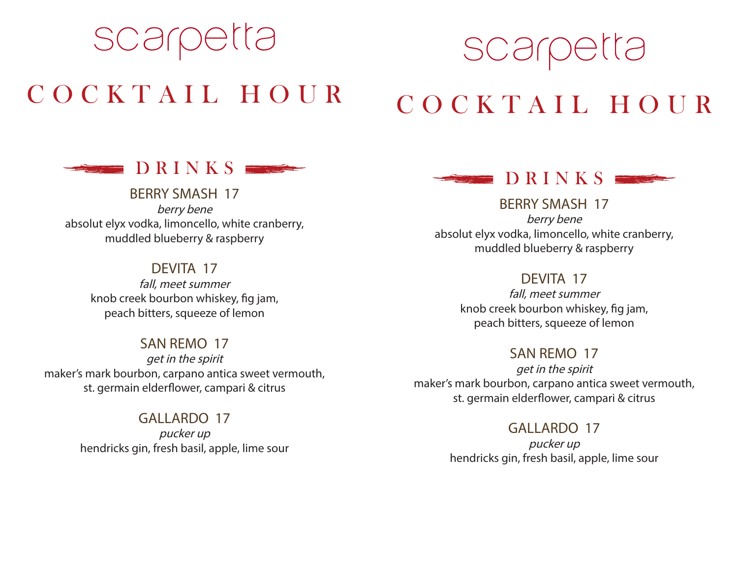# scarpetta

# COCKTAIL HOUR

## DRINKS

### BERRY SMASH 17
*berry bene*
absolut elyx vodka, limoncello, white cranberry, muddled blueberry & raspberry

### DEVITA 17
*fall, meet summer*
knob creek bourbon whiskey, fig jam, peach bitters, squeeze of lemon

### SAN REMO 17
*get in the spirit*
maker's mark bourbon, carpano antica sweet vermouth, st. germain elderflower, campari & citrus

### GALLARDO 17
*pucker up*
hendricks gin, fresh basil, apple, lime sour

# scarpetta

# COCKTAIL HOUR

## DRINKS

### BERRY SMASH 17
*berry bene*
absolut elyx vodka, limoncello, white cranberry, muddled blueberry & raspberry

### DEVITA 17
*fall, meet summer*
knob creek bourbon whiskey, fig jam, peach bitters, squeeze of lemon

### SAN REMO 17
*get in the spirit*
maker's mark bourbon, carpano antica sweet vermouth, st. germain elderflower, campari & citrus

### GALLARDO 17
*pucker up*
hendricks gin, fresh basil, apple, lime sour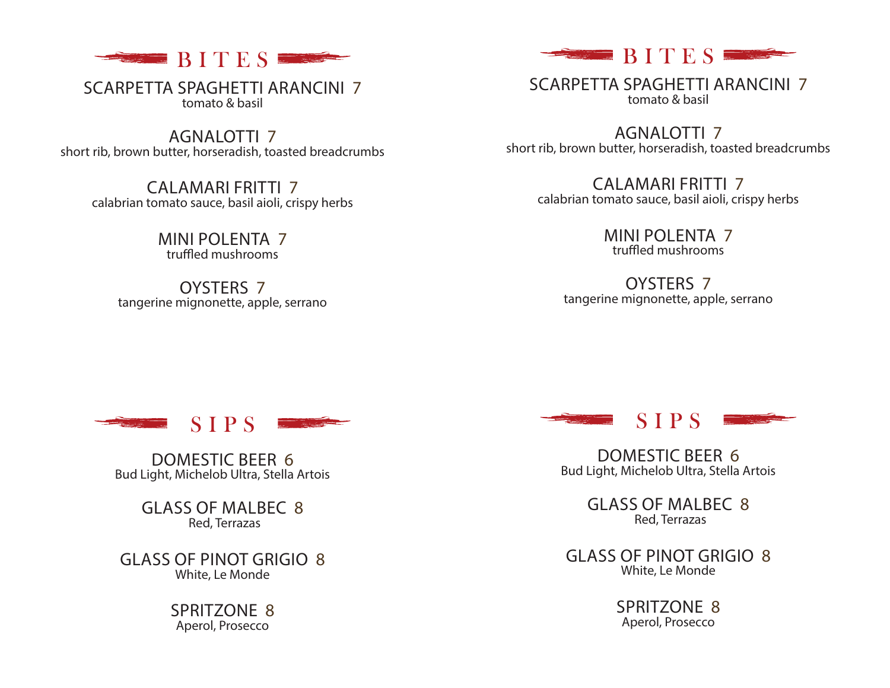# BITES

SCARPETTA SPAGHETTI ARANCINI 7
tomato & basil

AGNALOTTI 7
short rib, brown butter, horseradish, toasted breadcrumbs

CALAMARI FRITTI 7
calabrian tomato sauce, basil aioli, crispy herbs

MINI POLENTA 7
truffled mushrooms

OYSTERS 7
tangerine mignonette, apple, serrano

# BITES

SCARPETTA SPAGHETTI ARANCINI 7
tomato & basil

AGNALOTTI 7
short rib, brown butter, horseradish, toasted breadcrumbs

CALAMARI FRITTI 7
calabrian tomato sauce, basil aioli, crispy herbs

MINI POLENTA 7
truffled mushrooms

OYSTERS 7
tangerine mignonette, apple, serrano

# SIPS

DOMESTIC BEER 6
Bud Light, Michelob Ultra, Stella Artois

GLASS OF MALBEC 8
Red, Terrazas

GLASS OF PINOT GRIGIO 8
White, Le Monde

SPRITZONE 8
Aperol, Prosecco

# SIPS

DOMESTIC BEER 6
Bud Light, Michelob Ultra, Stella Artois

GLASS OF MALBEC 8
Red, Terrazas

GLASS OF PINOT GRIGIO 8
White, Le Monde

SPRITZONE 8
Aperol, Prosecco